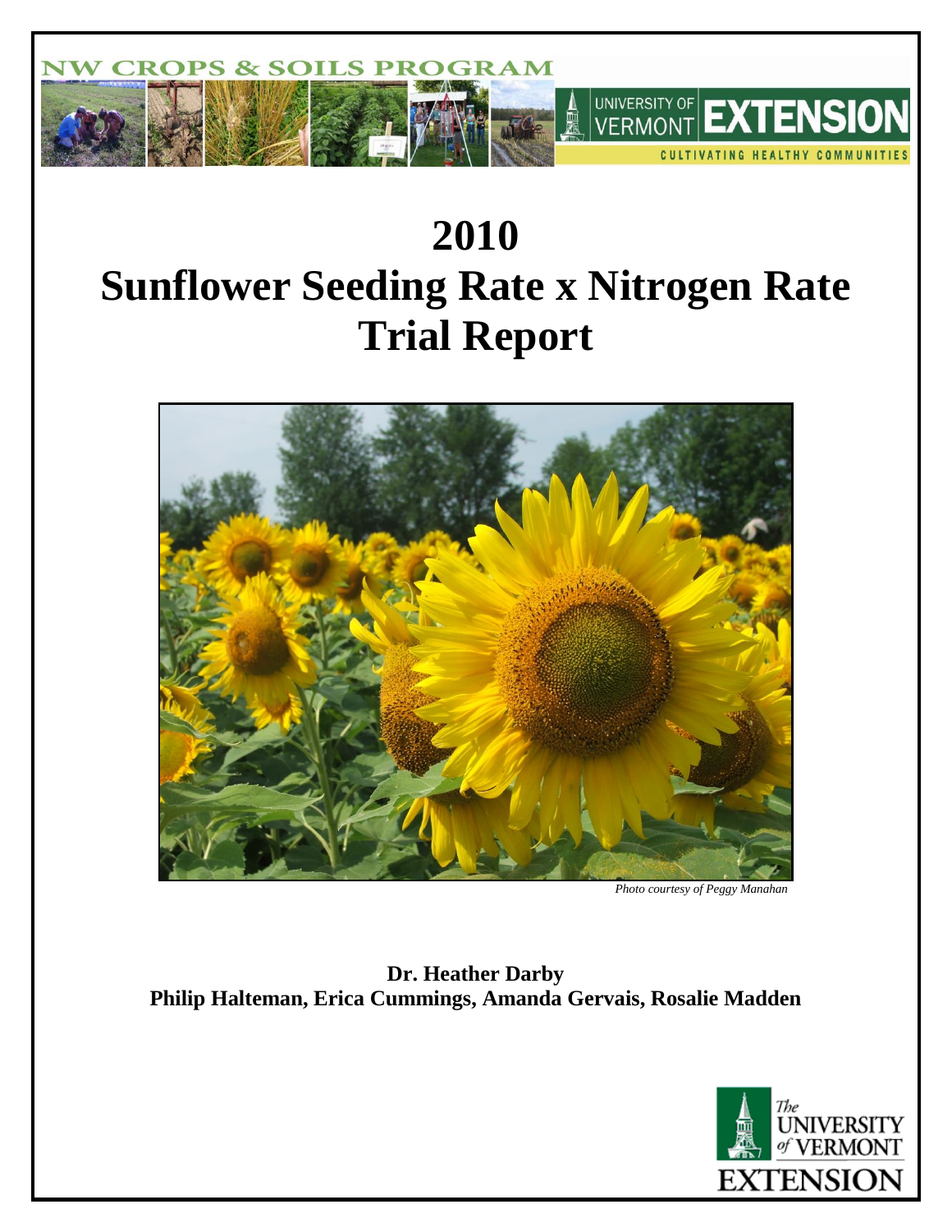NW CROPS & SOILS PROGRAM

UNIVERSITY OF VERMONT EXTENSION

CULTIVATING HEALTHY COMMUNITIES

# 2010
# Sunflower Seeding Rate x Nitrogen Rate Trial Report

*Photo courtesy of Peggy Manahan*

**Dr. Heather Darby**
**Philip Halteman, Erica Cummings, Amanda Gervais, Rosalie Madden**

The UNIVERSITY of VERMONT EXTENSION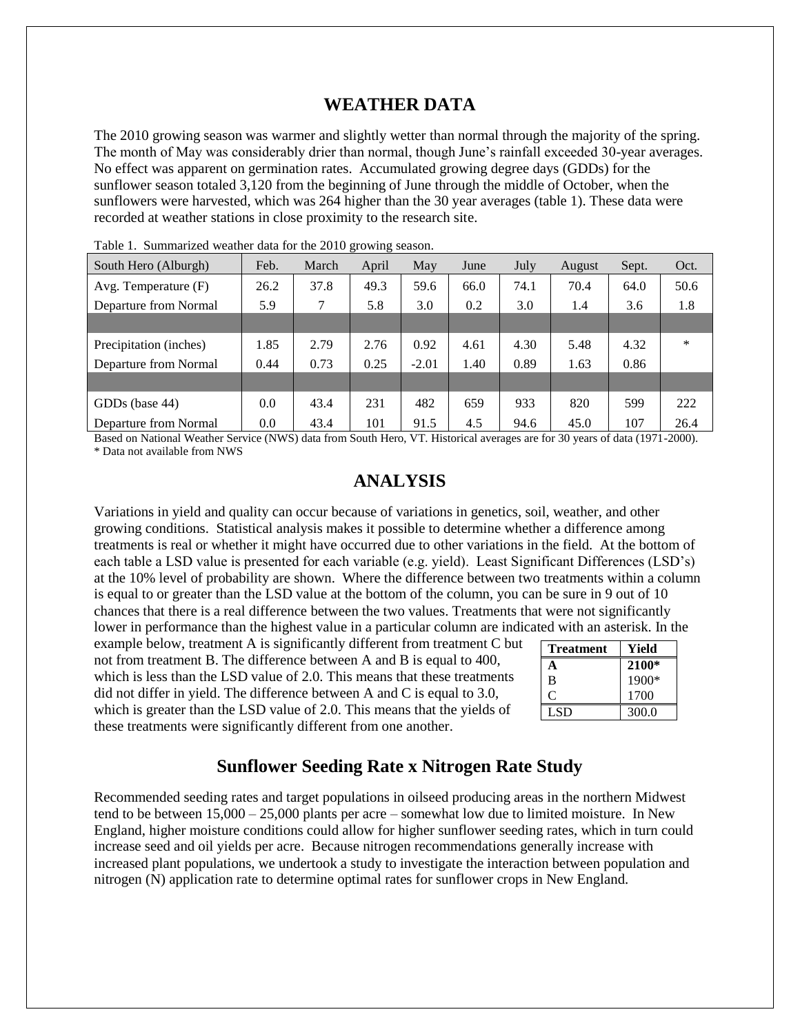## WEATHER DATA

The 2010 growing season was warmer and slightly wetter than normal through the majority of the spring. The month of May was considerably drier than normal, though June's rainfall exceeded 30-year averages. No effect was apparent on germination rates. Accumulated growing degree days (GDDs) for the sunflower season totaled 3,120 from the beginning of June through the middle of October, when the sunflowers were harvested, which was 264 higher than the 30 year averages (table 1). These data were recorded at weather stations in close proximity to the research site.

Table 1. Summarized weather data for the 2010 growing season.

| South Hero (Alburgh) | Feb. | March | April | May | June | July | August | Sept. | Oct. |
|---|---|---|---|---|---|---|---|---|---|
| Avg. Temperature (F) | 26.2 | 37.8 | 49.3 | 59.6 | 66.0 | 74.1 | 70.4 | 64.0 | 50.6 |
| Departure from Normal | 5.9 | 7 | 5.8 | 3.0 | 0.2 | 3.0 | 1.4 | 3.6 | 1.8 |
| | | | | | | | | | |
| Precipitation (inches) | 1.85 | 2.79 | 2.76 | 0.92 | 4.61 | 4.30 | 5.48 | 4.32 | * |
| Departure from Normal | 0.44 | 0.73 | 0.25 | -2.01 | 1.40 | 0.89 | 1.63 | 0.86 | |
| | | | | | | | | | |
| GDDs (base 44) | 0.0 | 43.4 | 231 | 482 | 659 | 933 | 820 | 599 | 222 |
| Departure from Normal | 0.0 | 43.4 | 101 | 91.5 | 4.5 | 94.6 | 45.0 | 107 | 26.4 |

Based on National Weather Service (NWS) data from South Hero, VT. Historical averages are for 30 years of data (1971-2000).
\* Data not available from NWS

## ANALYSIS

Variations in yield and quality can occur because of variations in genetics, soil, weather, and other growing conditions. Statistical analysis makes it possible to determine whether a difference among treatments is real or whether it might have occurred due to other variations in the field. At the bottom of each table a LSD value is presented for each variable (e.g. yield). Least Significant Differences (LSD's) at the 10% level of probability are shown. Where the difference between two treatments within a column is equal to or greater than the LSD value at the bottom of the column, you can be sure in 9 out of 10 chances that there is a real difference between the two values. Treatments that were not significantly lower in performance than the highest value in a particular column are indicated with an asterisk. In the example below, treatment A is significantly different from treatment C but not from treatment B. The difference between A and B is equal to 400, which is less than the LSD value of 2.0. This means that these treatments did not differ in yield. The difference between A and C is equal to 3.0, which is greater than the LSD value of 2.0. This means that the yields of these treatments were significantly different from one another.

| Treatment | Yield |
|---|---|
| **A** | **2100*** |
| B | 1900* |
| C | 1700 |
| LSD | 300.0 |

## Sunflower Seeding Rate x Nitrogen Rate Study

Recommended seeding rates and target populations in oilseed producing areas in the northern Midwest tend to be between 15,000 – 25,000 plants per acre – somewhat low due to limited moisture. In New England, higher moisture conditions could allow for higher sunflower seeding rates, which in turn could increase seed and oil yields per acre. Because nitrogen recommendations generally increase with increased plant populations, we undertook a study to investigate the interaction between population and nitrogen (N) application rate to determine optimal rates for sunflower crops in New England.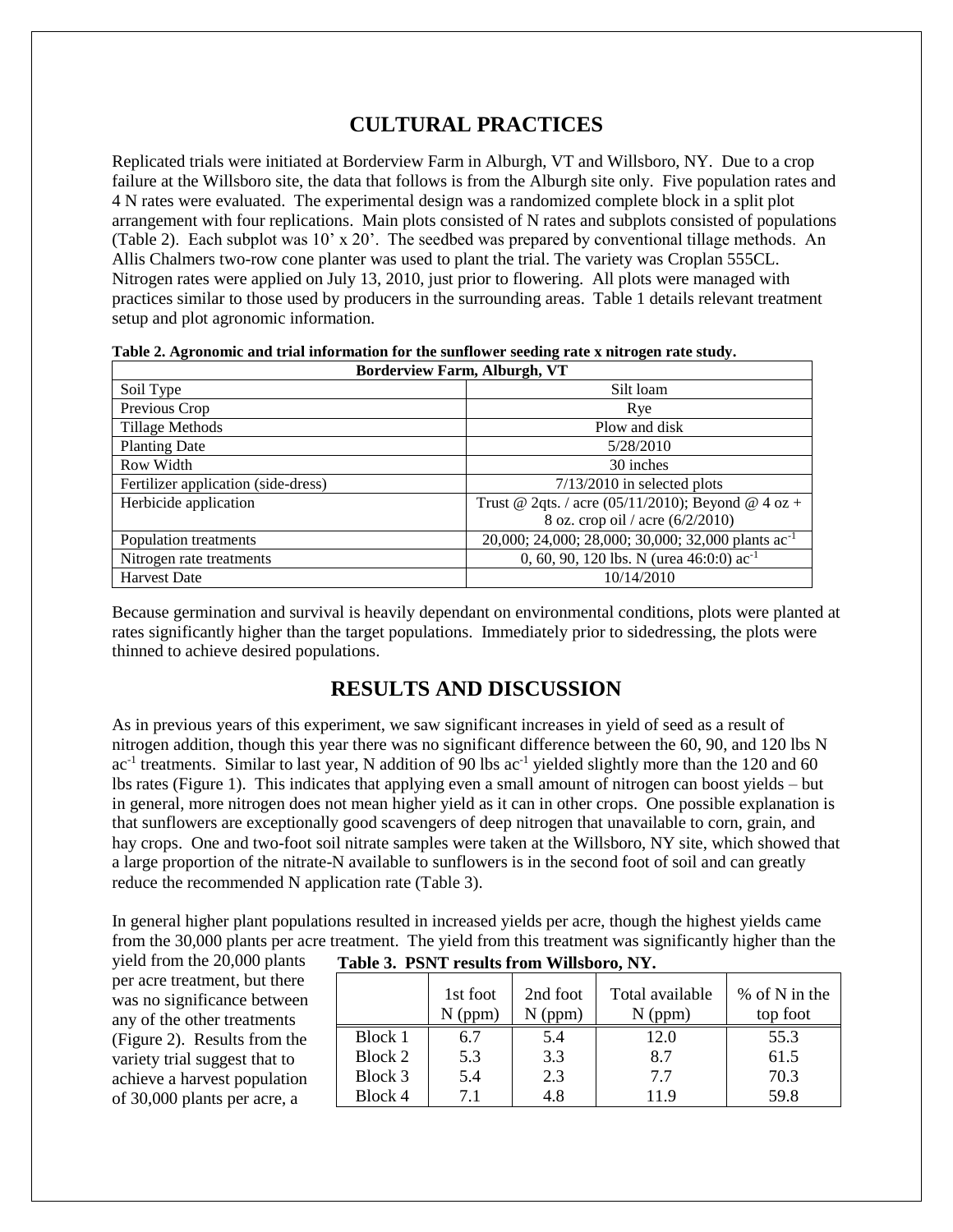## CULTURAL PRACTICES

Replicated trials were initiated at Borderview Farm in Alburgh, VT and Willsboro, NY. Due to a crop failure at the Willsboro site, the data that follows is from the Alburgh site only. Five population rates and 4 N rates were evaluated. The experimental design was a randomized complete block in a split plot arrangement with four replications. Main plots consisted of N rates and subplots consisted of populations (Table 2). Each subplot was 10' x 20'. The seedbed was prepared by conventional tillage methods. An Allis Chalmers two-row cone planter was used to plant the trial. The variety was Croplan 555CL. Nitrogen rates were applied on July 13, 2010, just prior to flowering. All plots were managed with practices similar to those used by producers in the surrounding areas. Table 1 details relevant treatment setup and plot agronomic information.

**Table 2. Agronomic and trial information for the sunflower seeding rate x nitrogen rate study.**

| Borderview Farm, Alburgh, VT | |
|---|---|
| Soil Type | Silt loam |
| Previous Crop | Rye |
| Tillage Methods | Plow and disk |
| Planting Date | 5/28/2010 |
| Row Width | 30 inches |
| Fertilizer application (side-dress) | 7/13/2010 in selected plots |
| Herbicide application | Trust @ 2qts. / acre (05/11/2010); Beyond @ 4 oz + 8 oz. crop oil / acre (6/2/2010) |
| Population treatments | 20,000; 24,000; 28,000; 30,000; 32,000 plants $ac^{-1}$ |
| Nitrogen rate treatments | 0, 60, 90, 120 lbs. N (urea 46:0:0) $ac^{-1}$ |
| Harvest Date | 10/14/2010 |

Because germination and survival is heavily dependant on environmental conditions, plots were planted at rates significantly higher than the target populations. Immediately prior to sidedressing, the plots were thinned to achieve desired populations.

## RESULTS AND DISCUSSION

As in previous years of this experiment, we saw significant increases in yield of seed as a result of nitrogen addition, though this year there was no significant difference between the 60, 90, and 120 lbs N $ac^{-1}$ treatments. Similar to last year, N addition of 90 lbs $ac^{-1}$ yielded slightly more than the 120 and 60 lbs rates (Figure 1). This indicates that applying even a small amount of nitrogen can boost yields – but in general, more nitrogen does not mean higher yield as it can in other crops. One possible explanation is that sunflowers are exceptionally good scavengers of deep nitrogen that unavailable to corn, grain, and hay crops. One and two-foot soil nitrate samples were taken at the Willsboro, NY site, which showed that a large proportion of the nitrate-N available to sunflowers is in the second foot of soil and can greatly reduce the recommended N application rate (Table 3).

In general higher plant populations resulted in increased yields per acre, though the highest yields came from the 30,000 plants per acre treatment. The yield from this treatment was significantly higher than the yield from the 20,000 plants per acre treatment, but there was no significance between any of the other treatments (Figure 2). Results from the variety trial suggest that to achieve a harvest population of 30,000 plants per acre, a

**Table 3. PSNT results from Willsboro, NY.**

| | 1st foot N (ppm) | 2nd foot N (ppm) | Total available N (ppm) | % of N in the top foot |
|---|---|---|---|---|
| Block 1 | 6.7 | 5.4 | 12.0 | 55.3 |
| Block 2 | 5.3 | 3.3 | 8.7 | 61.5 |
| Block 3 | 5.4 | 2.3 | 7.7 | 70.3 |
| Block 4 | 7.1 | 4.8 | 11.9 | 59.8 |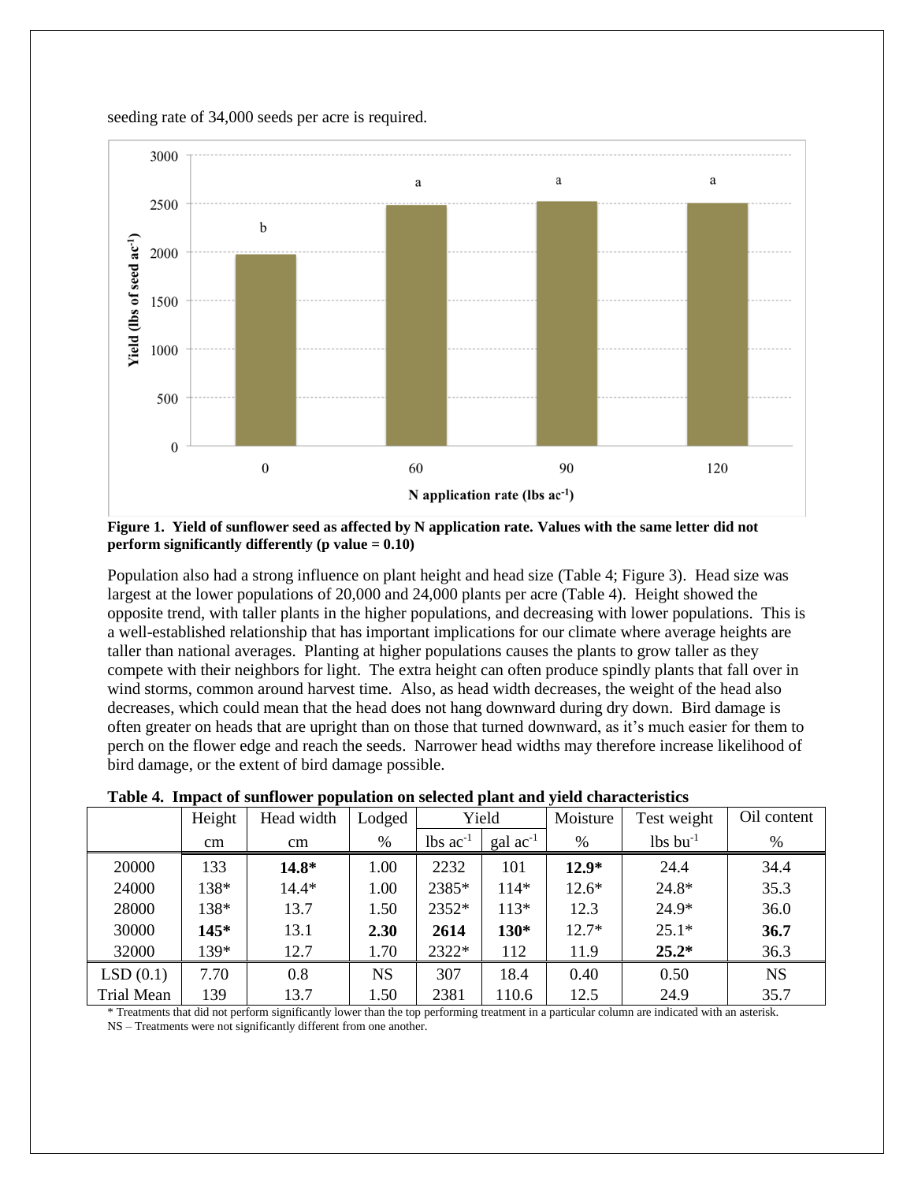seeding rate of 34,000 seeds per acre is required.

3000
2500
2000
1500
1000
500
0
Yield (lbs of seed ac$^{-1}$)
b
a
a
a
0
60
90
120
N application rate (lbs ac$^{-1}$)

**Figure 1. Yield of sunflower seed as affected by N application rate. Values with the same letter did not perform significantly differently (p value = 0.10)**

Population also had a strong influence on plant height and head size (Table 4; Figure 3). Head size was largest at the lower populations of 20,000 and 24,000 plants per acre (Table 4). Height showed the opposite trend, with taller plants in the higher populations, and decreasing with lower populations. This is a well-established relationship that has important implications for our climate where average heights are taller than national averages. Planting at higher populations causes the plants to grow taller as they compete with their neighbors for light. The extra height can often produce spindly plants that fall over in wind storms, common around harvest time. Also, as head width decreases, the weight of the head also decreases, which could mean that the head does not hang downward during dry down. Bird damage is often greater on heads that are upright than on those that turned downward, as it's much easier for them to perch on the flower edge and reach the seeds. Narrower head widths may therefore increase likelihood of bird damage, or the extent of bird damage possible.

**Table 4. Impact of sunflower population on selected plant and yield characteristics**

| | Height | Head width | Lodged | Yield | | Moisture | Test weight | Oil content |
|---|---|---|---|---|---|---|---|---|
| | cm | cm | % | lbs ac$^{-1}$ | gal ac$^{-1}$ | % | lbs bu$^{-1}$ | % |
| 20000 | 133 | **14.8*** | 1.00 | 2232 | 101 | **12.9*** | 24.4 | 34.4 |
| 24000 | 138* | 14.4* | 1.00 | 2385* | 114* | 12.6* | 24.8* | 35.3 |
| 28000 | 138* | 13.7 | 1.50 | 2352* | 113* | 12.3 | 24.9* | 36.0 |
| 30000 | **145*** | 13.1 | **2.30** | **2614** | **130*** | 12.7* | 25.1* | **36.7** |
| 32000 | 139* | 12.7 | 1.70 | 2322* | 112 | 11.9 | **25.2*** | 36.3 |
| LSD (0.1) | 7.70 | 0.8 | NS | 307 | 18.4 | 0.40 | 0.50 | NS |
| Trial Mean | 139 | 13.7 | 1.50 | 2381 | 110.6 | 12.5 | 24.9 | 35.7 |

* Treatments that did not perform significantly lower than the top performing treatment in a particular column are indicated with an asterisk.
NS – Treatments were not significantly different from one another.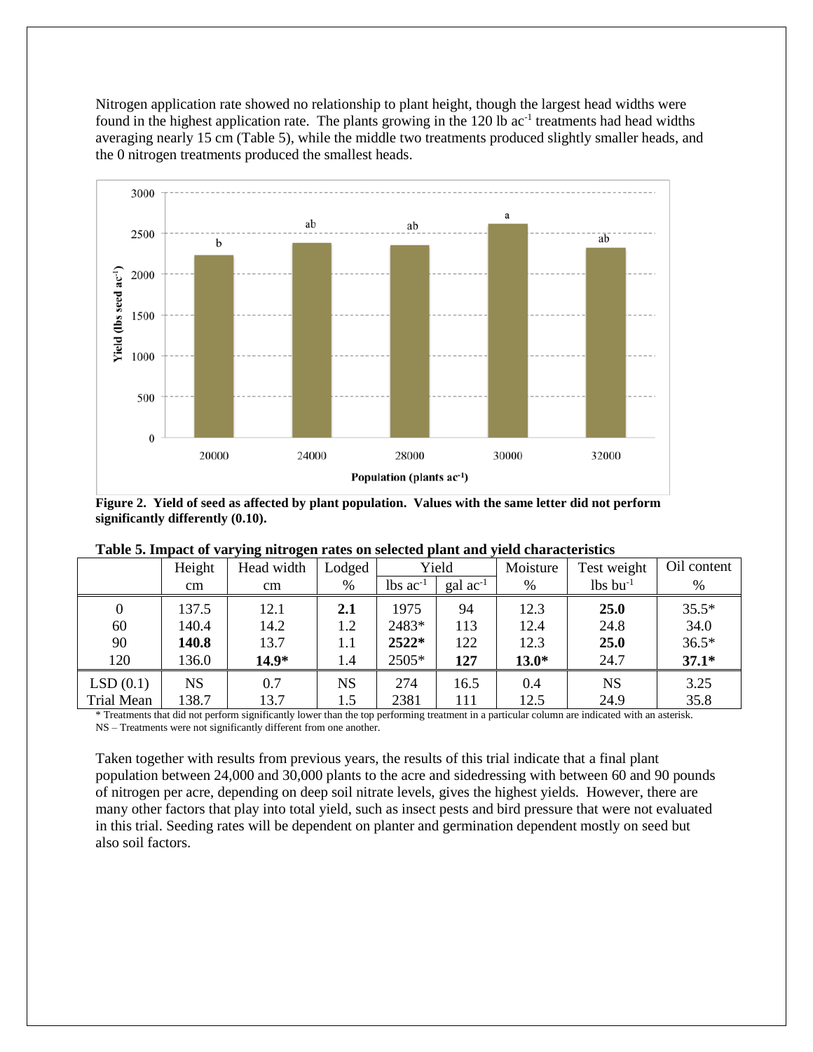Nitrogen application rate showed no relationship to plant height, though the largest head widths were found in the highest application rate. The plants growing in the 120 lb ac$^{-1}$ treatments had head widths averaging nearly 15 cm (Table 5), while the middle two treatments produced slightly smaller heads, and the 0 nitrogen treatments produced the smallest heads.

3000
2500
2000
1500
1000
500
0
Yield (lbs seed ac$^{-1}$)
b
ab
ab
a
ab
20000
24000
28000
30000
32000
Population (plants ac$^{-1}$)

**Figure 2. Yield of seed as affected by plant population. Values with the same letter did not perform significantly differently (0.10).**

**Table 5. Impact of varying nitrogen rates on selected plant and yield characteristics**

| | Height | Head width | Lodged | Yield | | Moisture | Test weight | Oil content |
|---|---|---|---|---|---|---|---|---|
| | cm | cm | % | lbs ac$^{-1}$ | gal ac$^{-1}$ | % | lbs bu$^{-1}$ | % |
| 0 | 137.5 | 12.1 | **2.1** | 1975 | 94 | 12.3 | **25.0** | 35.5* |
| 60 | 140.4 | 14.2 | 1.2 | 2483* | 113 | 12.4 | 24.8 | 34.0 |
| 90 | **140.8** | 13.7 | 1.1 | **2522*** | 122 | 12.3 | **25.0** | 36.5* |
| 120 | 136.0 | **14.9*** | 1.4 | 2505* | **127** | **13.0*** | 24.7 | **37.1*** |
| LSD (0.1) | NS | 0.7 | NS | 274 | 16.5 | 0.4 | NS | 3.25 |
| Trial Mean | 138.7 | 13.7 | 1.5 | 2381 | 111 | 12.5 | 24.9 | 35.8 |

\* Treatments that did not perform significantly lower than the top performing treatment in a particular column are indicated with an asterisk.
NS – Treatments were not significantly different from one another.

Taken together with results from previous years, the results of this trial indicate that a final plant population between 24,000 and 30,000 plants to the acre and sidedressing with between 60 and 90 pounds of nitrogen per acre, depending on deep soil nitrate levels, gives the highest yields. However, there are many other factors that play into total yield, such as insect pests and bird pressure that were not evaluated in this trial. Seeding rates will be dependent on planter and germination dependent mostly on seed but also soil factors.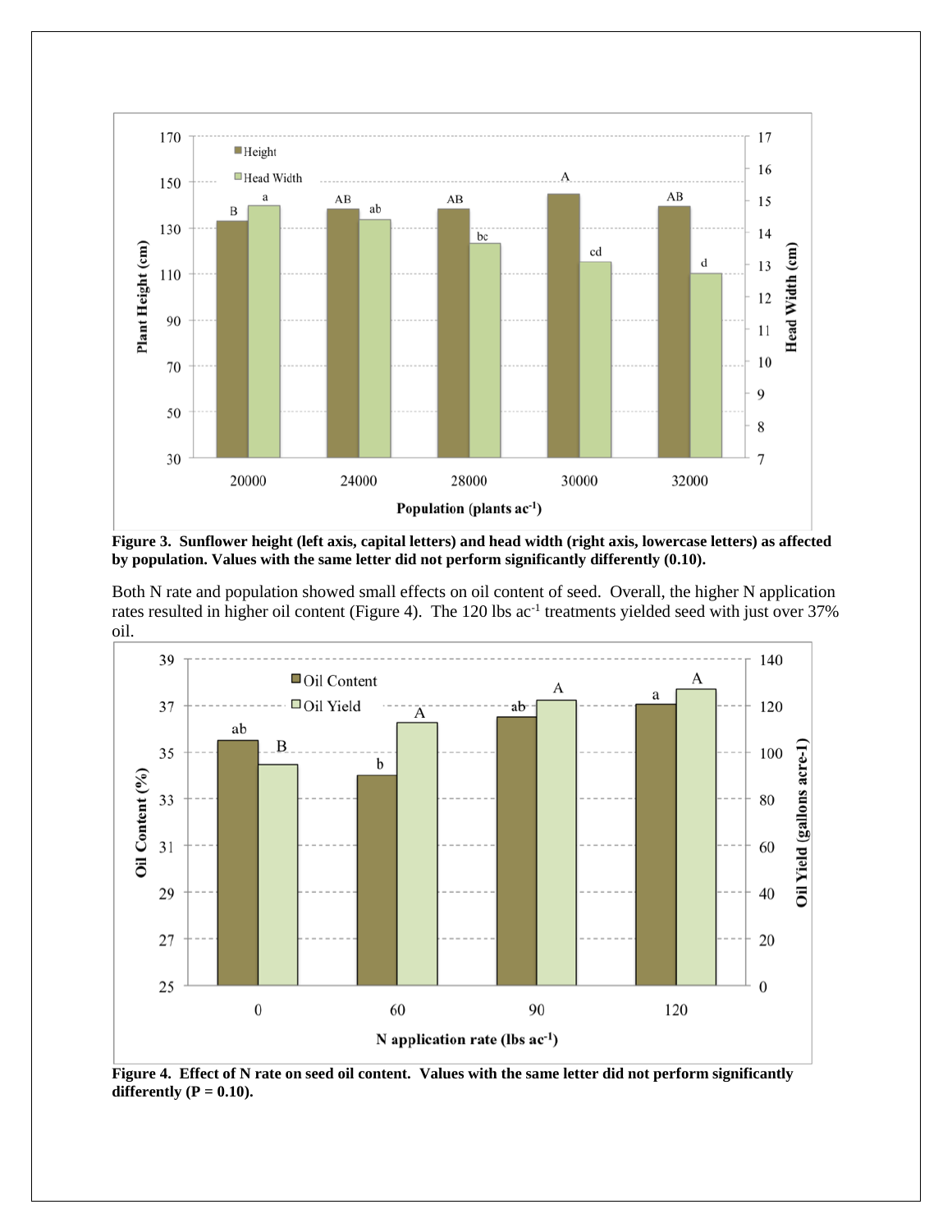170
150
130
110
90
70
50
30

Height
Head Width

B a
AB ab
AB bc
A cd
AB d

17
16
15
14
13
12
11
10
9
8
7

Plant Height (cm)
Head Width (cm)

20000 24000 28000 30000 32000

Population (plants ac$^{-1}$)

**Figure 3. Sunflower height (left axis, capital letters) and head width (right axis, lowercase letters) as affected by population. Values with the same letter did not perform significantly differently (0.10).**

Both N rate and population showed small effects on oil content of seed. Overall, the higher N application rates resulted in higher oil content (Figure 4). The 120 lbs ac$^{-1}$ treatments yielded seed with just over 37% oil.

39
37
35
33
31
29
27
25

Oil Content
Oil Yield

ab B
b A
ab A
a A

140
120
100
80
60
40
20
0

Oil Content (%)
Oil Yield (gallons acre-1)

0 60 90 120

N application rate (lbs ac$^{-1}$)

**Figure 4. Effect of N rate on seed oil content. Values with the same letter did not perform significantly differently (P = 0.10).**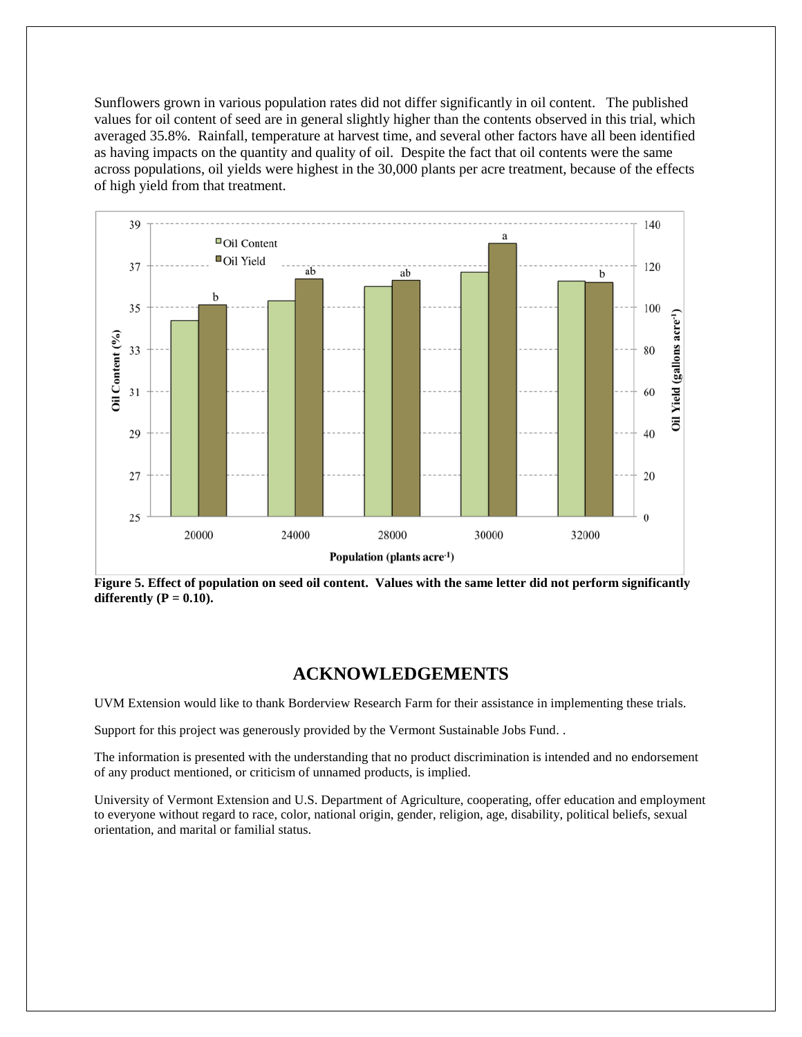Sunflowers grown in various population rates did not differ significantly in oil content. The published values for oil content of seed are in general slightly higher than the contents observed in this trial, which averaged 35.8%. Rainfall, temperature at harvest time, and several other factors have all been identified as having impacts on the quantity and quality of oil. Despite the fact that oil contents were the same across populations, oil yields were highest in the 30,000 plants per acre treatment, because of the effects of high yield from that treatment.

Oil Content
Oil Yield

Oil Content (%)
25
27
29
31
33
35
37
39

Oil Yield (gallons acre$^{-1}$)
0
20
40
60
80
100
120
140

b
ab
ab
a
b

20000
24000
28000
30000
32000

Population (plants acre$^{-1}$)

**Figure 5. Effect of population on seed oil content. Values with the same letter did not perform significantly differently (P = 0.10).**

## ACKNOWLEDGEMENTS

UVM Extension would like to thank Borderview Research Farm for their assistance in implementing these trials.

Support for this project was generously provided by the Vermont Sustainable Jobs Fund. .

The information is presented with the understanding that no product discrimination is intended and no endorsement of any product mentioned, or criticism of unnamed products, is implied.

University of Vermont Extension and U.S. Department of Agriculture, cooperating, offer education and employment to everyone without regard to race, color, national origin, gender, religion, age, disability, political beliefs, sexual orientation, and marital or familial status.